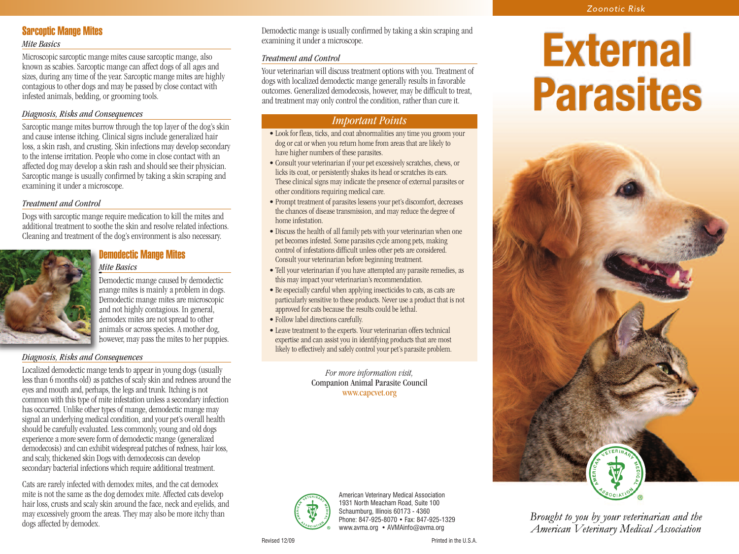## Sarcoptic Mange Mites

### *Mite Basics*

Microscopic sarcoptic mange mites cause sarcoptic mange, also known as scabies. Sarcoptic mange can affect dogs of all ages and sizes, during any time of the year. Sarcoptic mange mites are highly contagious to other dogs and may be passed by close contact with infested animals, bedding, or grooming tools.

### *Diagnosis, Risks and Consequences*

Sarcoptic mange mites burrow through the top layer of the dog's skin and cause intense itching. Clinical signs include generalized hair loss, a skin rash, and crusting. Skin infections may develop secondary to the intense irritation. People who come in close contact with an affected dog may develop a skin rash and should see their physician. Sarcoptic mange is usually confirmed by taking a skin scraping and examining it under a microscope.

### *Treatment and Control*

Dogs with sarcoptic mange require medication to kill the mites and additional treatment to soothe the skin and resolve related infections. Cleaning and treatment of the dog's environment is also necessary.

## Demodectic Mange Mites

### *Mite Basics*

Demodectic mange caused by demodectic mange mites is mainly a problem in dogs. Demodectic mange mites are microscopic and not highly contagious. In general, demodex mites are not spread to other animals or across species. A mother dog, however, may pass the mites to her puppies.

### *Diagnosis, Risks and Consequences*

Localized demodectic mange tends to appear in young dogs (usually less than 6 months old) as patches of scaly skin and redness around the eyes and mouth and, perhaps, the legs and trunk. Itching is not common with this type of mite infestation unless a secondary infection has occurred. Unlike other types of mange, demodectic mange may signal an underlying medical condition, and your pet's overall health should be carefully evaluated. Less commonly, young and old dogs experience a more severe form of demodectic mange (generalized demodecosis) and can exhibit widespread patches of redness, hair loss, and scaly, thickened skin Dogs with demodecosis can develop secondary bacterial infections which require additional treatment.

Cats are rarely infected with demodex mites, and the cat demodex mite is not the same as the dog demodex mite. Affected cats develop hair loss, crusts and scaly skin around the face, neck and eyelids, and may excessively groom the areas. They may also be more itchy than dogs affected by demodex.

Demodectic mange is usually confirmed by taking a skin scraping and examining it under a microscope.

### *Treatment and Control*

Your veterinarian will discuss treatment options with you. Treatment of dogs with localized demodectic mange generally results in favorable outcomes. Generalized demodecosis, however, may be difficult to treat, and treatment may only control the condition, rather than cure it.

## *Important Points*

- Look for fleas, ticks, and coat abnormalities any time you groom your dog or cat or when you return home from areas that are likely to have higher numbers of these parasites.
- Consult your veterinarian if your pet excessively scratches, chews, or licks its coat, or persistently shakes its head or scratches its ears. These clinical signs may indicate the presence of external parasites or other conditions requiring medical care.
- Prompt treatment of parasites lessens your pet's discomfort, decreases the chances of disease transmission, and may reduce the degree of home infestation.
- Discuss the health of all family pets with your veterinarian when one pet becomes infested. Some parasites cycle among pets, making control of infestations difficult unless other pets are considered. Consult your veterinarian before beginning treatment.
- Tell your veterinarian if you have attempted any parasite remedies, as this may impact your veterinarian's recommendation.
- Be especially careful when applying insecticides to cats, as cats are particularly sensitive to these products. Never use a product that is not approved for cats because the results could be lethal.
- Follow label directions carefully.
- Leave treatment to the experts. Your veterinarian offers technical expertise and can assist you in identifying products that are most likely to effectively and safely control your pet's parasite problem.

*For more information visit,*
Companion Animal Parasite Council
www.capcvet.org

American Veterinary Medical Association
1931 North Meacham Road, Suite 100
Schaumburg, Illinois 60173 - 4360
Phone: 847-925-8070 • Fax: 847-925-1329
www.avma.org • AVMAinfo@avma.org

Revised 12/09

Printed in the U.S.A.

*Zoonotic Risk*

# External Parasites

*Brought to you by your veterinarian and the American Veterinary Medical Association*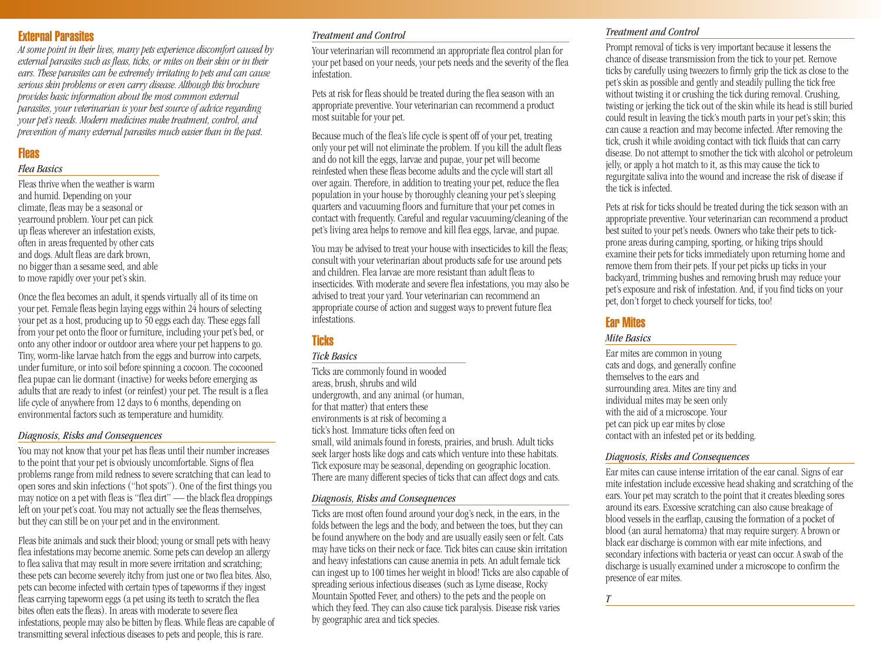## External Parasites

*At some point in their lives, many pets experience discomfort caused by external parasites such as fleas, ticks, or mites on their skin or in their ears. These parasites can be extremely irritating to pets and can cause serious skin problems or even carry disease. Although this brochure provides basic information about the most common external parasites, your veterinarian is your best source of advice regarding your pet's needs. Modern medicines make treatment, control, and prevention of many external parasites much easier than in the past.*

## Fleas

### *Flea Basics*

Fleas thrive when the weather is warm and humid. Depending on your climate, fleas may be a seasonal or yearround problem. Your pet can pick up fleas wherever an infestation exists, often in areas frequented by other cats and dogs. Adult fleas are dark brown, no bigger than a sesame seed, and able to move rapidly over your pet's skin.

Once the flea becomes an adult, it spends virtually all of its time on your pet. Female fleas begin laying eggs within 24 hours of selecting your pet as a host, producing up to 50 eggs each day. These eggs fall from your pet onto the floor or furniture, including your pet's bed, or onto any other indoor or outdoor area where your pet happens to go. Tiny, worm-like larvae hatch from the eggs and burrow into carpets, under furniture, or into soil before spinning a cocoon. The cocooned flea pupae can lie dormant (inactive) for weeks before emerging as adults that are ready to infest (or reinfest) your pet. The result is a flea life cycle of anywhere from 12 days to 6 months, depending on environmental factors such as temperature and humidity.

### *Diagnosis, Risks and Consequences*

You may not know that your pet has fleas until their number increases to the point that your pet is obviously uncomfortable. Signs of flea problems range from mild redness to severe scratching that can lead to open sores and skin infections ("hot spots"). One of the first things you may notice on a pet with fleas is "flea dirt" — the black flea droppings left on your pet's coat. You may not actually see the fleas themselves, but they can still be on your pet and in the environment.

Fleas bite animals and suck their blood; young or small pets with heavy flea infestations may become anemic. Some pets can develop an allergy to flea saliva that may result in more severe irritation and scratching; these pets can become severely itchy from just one or two flea bites. Also, pets can become infected with certain types of tapeworms if they ingest fleas carrying tapeworm eggs (a pet using its teeth to scratch the flea bites often eats the fleas). In areas with moderate to severe flea infestations, people may also be bitten by fleas. While fleas are capable of transmitting several infectious diseases to pets and people, this is rare.

### *Treatment and Control*

Your veterinarian will recommend an appropriate flea control plan for your pet based on your needs, your pets needs and the severity of the flea infestation.

Pets at risk for fleas should be treated during the flea season with an appropriate preventive. Your veterinarian can recommend a product most suitable for your pet.

Because much of the flea's life cycle is spent off of your pet, treating only your pet will not eliminate the problem. If you kill the adult fleas and do not kill the eggs, larvae and pupae, your pet will become reinfested when these fleas become adults and the cycle will start all over again. Therefore, in addition to treating your pet, reduce the flea population in your house by thoroughly cleaning your pet's sleeping quarters and vacuuming floors and furniture that your pet comes in contact with frequently. Careful and regular vacuuming/cleaning of the pet's living area helps to remove and kill flea eggs, larvae, and pupae.

You may be advised to treat your house with insecticides to kill the fleas; consult with your veterinarian about products safe for use around pets and children. Flea larvae are more resistant than adult fleas to insecticides. With moderate and severe flea infestations, you may also be advised to treat your yard. Your veterinarian can recommend an appropriate course of action and suggest ways to prevent future flea infestations.

## Ticks

### *Tick Basics*

Ticks are commonly found in wooded areas, brush, shrubs and wild undergrowth, and any animal (or human, for that matter) that enters these environments is at risk of becoming a tick's host. Immature ticks often feed on small, wild animals found in forests, prairies, and brush. Adult ticks seek larger hosts like dogs and cats which venture into these habitats. Tick exposure may be seasonal, depending on geographic location. There are many different species of ticks that can affect dogs and cats.

### *Diagnosis, Risks and Consequences*

Ticks are most often found around your dog's neck, in the ears, in the folds between the legs and the body, and between the toes, but they can be found anywhere on the body and are usually easily seen or felt. Cats may have ticks on their neck or face. Tick bites can cause skin irritation and heavy infestations can cause anemia in pets. An adult female tick can ingest up to 100 times her weight in blood! Ticks are also capable of spreading serious infectious diseases (such as Lyme disease, Rocky Mountain Spotted Fever, and others) to the pets and the people on which they feed. They can also cause tick paralysis. Disease risk varies by geographic area and tick species.

### *Treatment and Control*

Prompt removal of ticks is very important because it lessens the chance of disease transmission from the tick to your pet. Remove ticks by carefully using tweezers to firmly grip the tick as close to the pet's skin as possible and gently and steadily pulling the tick free without twisting it or crushing the tick during removal. Crushing, twisting or jerking the tick out of the skin while its head is still buried could result in leaving the tick's mouth parts in your pet's skin; this can cause a reaction and may become infected. After removing the tick, crush it while avoiding contact with tick fluids that can carry disease. Do not attempt to smother the tick with alcohol or petroleum jelly, or apply a hot match to it, as this may cause the tick to regurgitate saliva into the wound and increase the risk of disease if the tick is infected.

Pets at risk for ticks should be treated during the tick season with an appropriate preventive. Your veterinarian can recommend a product best suited to your pet's needs. Owners who take their pets to tick-prone areas during camping, sporting, or hiking trips should examine their pets for ticks immediately upon returning home and remove them from their pets. If your pet picks up ticks in your backyard, trimming bushes and removing brush may reduce your pet's exposure and risk of infestation. And, if you find ticks on your pet, don't forget to check yourself for ticks, too!

## Ear Mites

### *Mite Basics*

Ear mites are common in young cats and dogs, and generally confine themselves to the ears and surrounding area. Mites are tiny and individual mites may be seen only with the aid of a microscope. Your pet can pick up ear mites by close contact with an infested pet or its bedding.

### *Diagnosis, Risks and Consequences*

Ear mites can cause intense irritation of the ear canal. Signs of ear mite infestation include excessive head shaking and scratching of the ears. Your pet may scratch to the point that it creates bleeding sores around its ears. Excessive scratching can also cause breakage of blood vessels in the earflap, causing the formation of a pocket of blood (an aural hematoma) that may require surgery. A brown or black ear discharge is common with ear mite infections, and secondary infections with bacteria or yeast can occur. A swab of the discharge is usually examined under a microscope to confirm the presence of ear mites.

### *T*